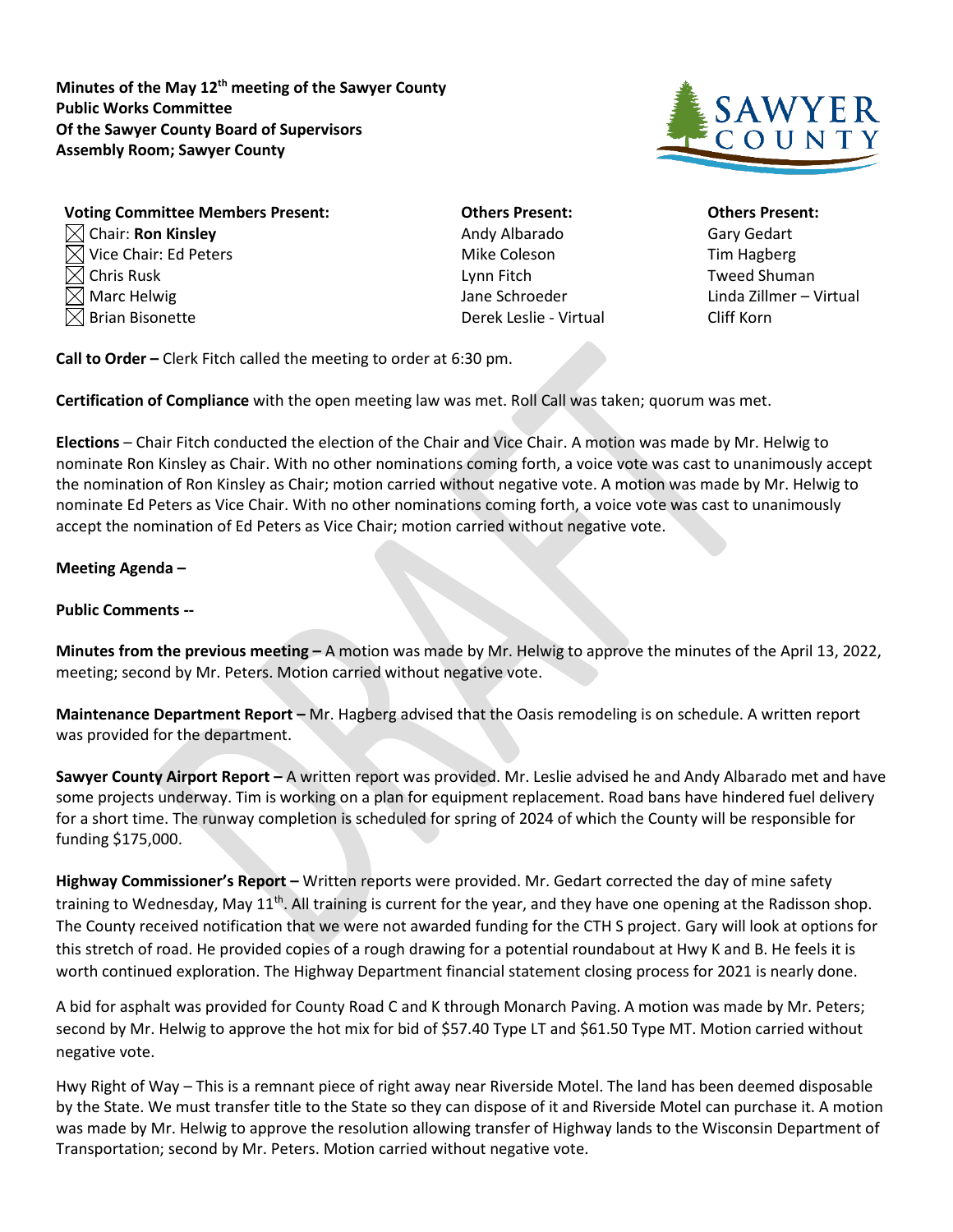**Minutes of the May 12th meeting of the Sawyer County Public Works Committee Of the Sawyer County Board of Supervisors Assembly Room; Sawyer County**

| Voting Committee Members Present: | Others Present: | Others Present: |
|---|---|---|
| ☒ Chair: **Ron Kinsley** | Andy Albarado | Gary Gedart |
| ☒ Vice Chair: Ed Peters | Mike Coleson | Tim Hagberg |
| ☒ Chris Rusk | Lynn Fitch | Tweed Shuman |
| ☒ Marc Helwig | Jane Schroeder | Linda Zillmer – Virtual |
| ☒ Brian Bisonette | Derek Leslie - Virtual | Cliff Korn |

**Call to Order –** Clerk Fitch called the meeting to order at 6:30 pm.

**Certification of Compliance** with the open meeting law was met. Roll Call was taken; quorum was met.

**Elections** – Chair Fitch conducted the election of the Chair and Vice Chair. A motion was made by Mr. Helwig to nominate Ron Kinsley as Chair. With no other nominations coming forth, a voice vote was cast to unanimously accept the nomination of Ron Kinsley as Chair; motion carried without negative vote. A motion was made by Mr. Helwig to nominate Ed Peters as Vice Chair. With no other nominations coming forth, a voice vote was cast to unanimously accept the nomination of Ed Peters as Vice Chair; motion carried without negative vote.

**Meeting Agenda –**

**Public Comments --**

**Minutes from the previous meeting –** A motion was made by Mr. Helwig to approve the minutes of the April 13, 2022, meeting; second by Mr. Peters. Motion carried without negative vote.

**Maintenance Department Report –** Mr. Hagberg advised that the Oasis remodeling is on schedule. A written report was provided for the department.

**Sawyer County Airport Report –** A written report was provided. Mr. Leslie advised he and Andy Albarado met and have some projects underway. Tim is working on a plan for equipment replacement. Road bans have hindered fuel delivery for a short time. The runway completion is scheduled for spring of 2024 of which the County will be responsible for funding $175,000.

**Highway Commissioner's Report –** Written reports were provided. Mr. Gedart corrected the day of mine safety training to Wednesday, May 11th. All training is current for the year, and they have one opening at the Radisson shop. The County received notification that we were not awarded funding for the CTH S project. Gary will look at options for this stretch of road. He provided copies of a rough drawing for a potential roundabout at Hwy K and B. He feels it is worth continued exploration. The Highway Department financial statement closing process for 2021 is nearly done.

A bid for asphalt was provided for County Road C and K through Monarch Paving. A motion was made by Mr. Peters; second by Mr. Helwig to approve the hot mix for bid of $57.40 Type LT and $61.50 Type MT. Motion carried without negative vote.

Hwy Right of Way – This is a remnant piece of right away near Riverside Motel. The land has been deemed disposable by the State. We must transfer title to the State so they can dispose of it and Riverside Motel can purchase it. A motion was made by Mr. Helwig to approve the resolution allowing transfer of Highway lands to the Wisconsin Department of Transportation; second by Mr. Peters. Motion carried without negative vote.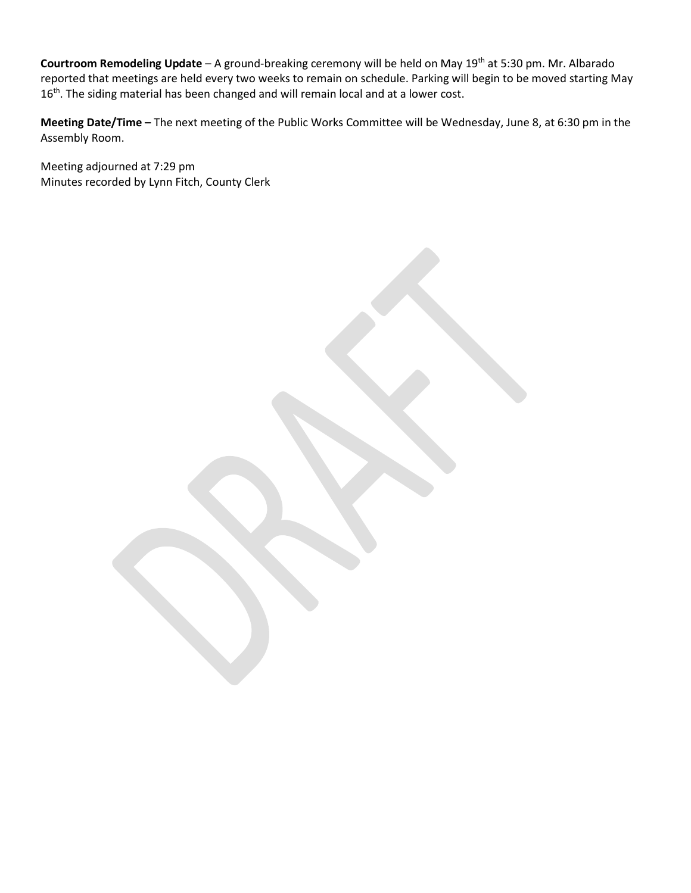**Courtroom Remodeling Update** – A ground-breaking ceremony will be held on May 19th at 5:30 pm. Mr. Albarado reported that meetings are held every two weeks to remain on schedule. Parking will begin to be moved starting May 16th. The siding material has been changed and will remain local and at a lower cost.

**Meeting Date/Time –** The next meeting of the Public Works Committee will be Wednesday, June 8, at 6:30 pm in the Assembly Room.

Meeting adjourned at 7:29 pm
Minutes recorded by Lynn Fitch, County Clerk

DRAFT